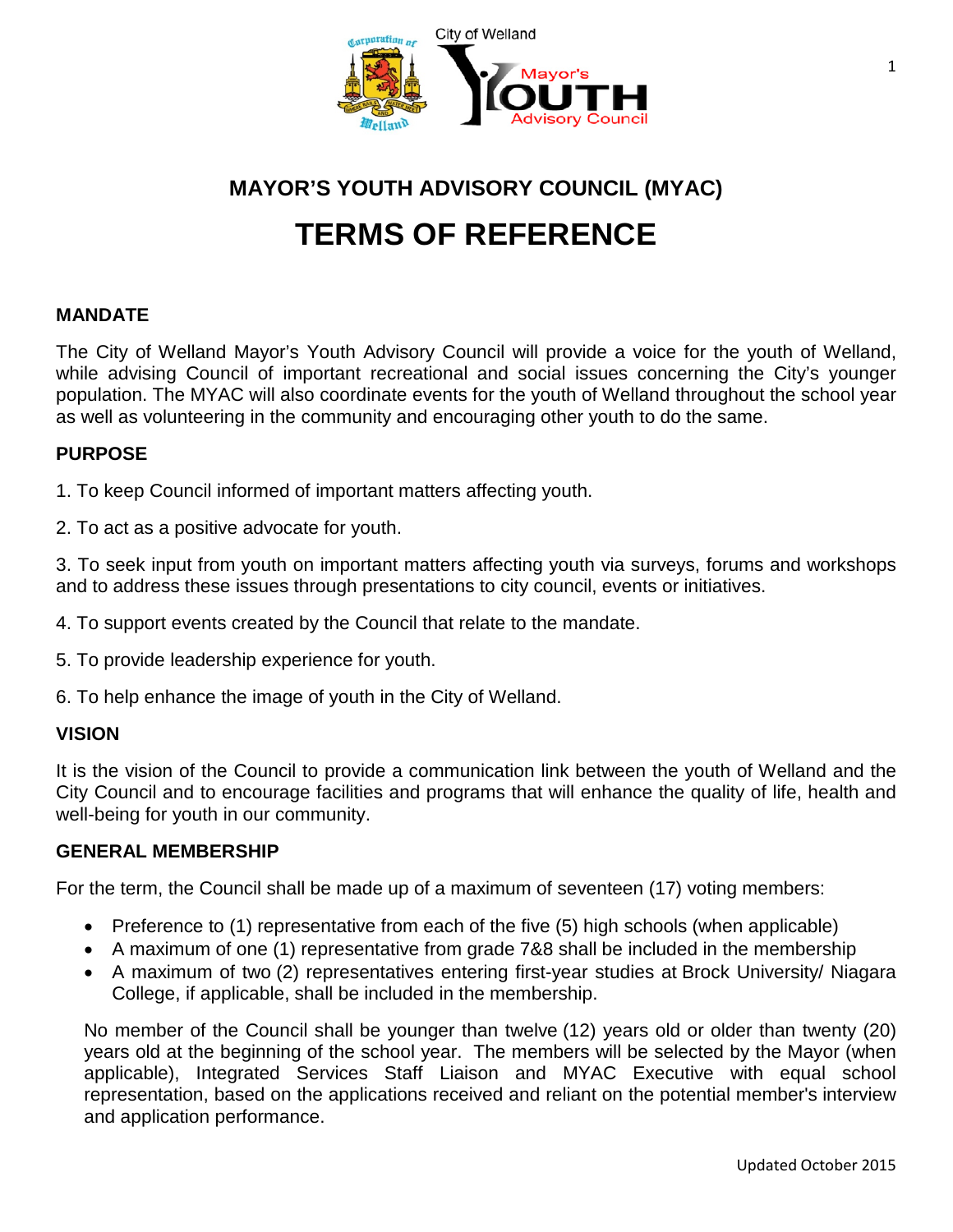# MAYOR'S YOUTH ADVISORY COUNCIL (MYAC)

# TERMS OF REFERENCE

## MANDATE

The City of Welland Mayor's Youth Advisory Council will provide a voice for the youth of Welland, while advising Council of important recreational and social issues concerning the City's younger population. The MYAC will also coordinate events for the youth of Welland throughout the school year as well as volunteering in the community and encouraging other youth to do the same.

## PURPOSE

1. To keep Council informed of important matters affecting youth.

2. To act as a positive advocate for youth.

3. To seek input from youth on important matters affecting youth via surveys, forums and workshops and to address these issues through presentations to city council, events or initiatives.

4. To support events created by the Council that relate to the mandate.

5. To provide leadership experience for youth.

6. To help enhance the image of youth in the City of Welland.

## VISION

It is the vision of the Council to provide a communication link between the youth of Welland and the City Council and to encourage facilities and programs that will enhance the quality of life, health and well-being for youth in our community.

## GENERAL MEMBERSHIP

For the term, the Council shall be made up of a maximum of seventeen (17) voting members:

- Preference to (1) representative from each of the five (5) high schools (when applicable)
- A maximum of one (1) representative from grade 7&8 shall be included in the membership
- A maximum of two (2) representatives entering first-year studies at Brock University/ Niagara College, if applicable, shall be included in the membership.

No member of the Council shall be younger than twelve (12) years old or older than twenty (20) years old at the beginning of the school year. The members will be selected by the Mayor (when applicable), Integrated Services Staff Liaison and MYAC Executive with equal school representation, based on the applications received and reliant on the potential member's interview and application performance.

Updated October 2015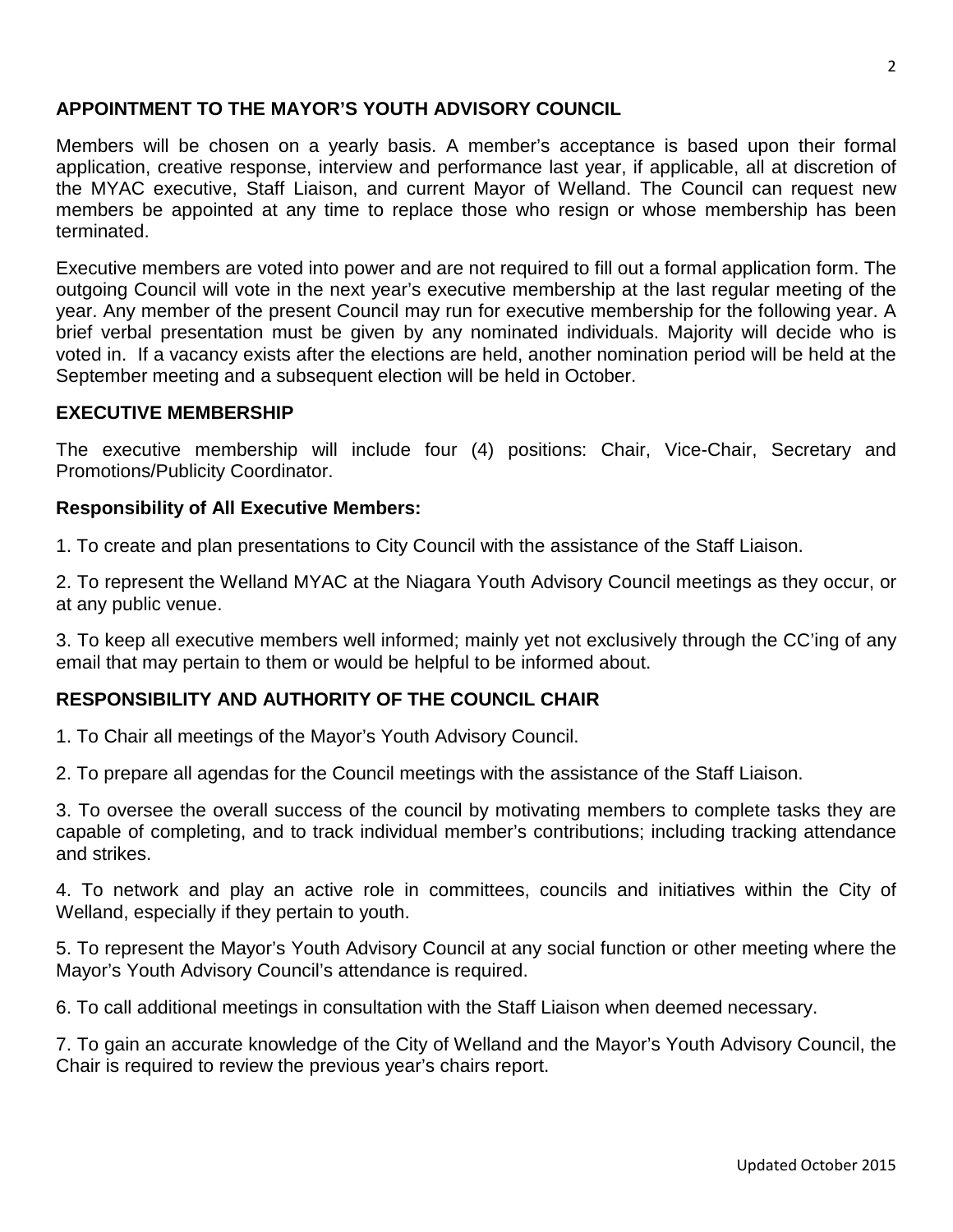## APPOINTMENT TO THE MAYOR'S YOUTH ADVISORY COUNCIL

Members will be chosen on a yearly basis. A member's acceptance is based upon their formal application, creative response, interview and performance last year, if applicable, all at discretion of the MYAC executive, Staff Liaison, and current Mayor of Welland. The Council can request new members be appointed at any time to replace those who resign or whose membership has been terminated.

Executive members are voted into power and are not required to fill out a formal application form. The outgoing Council will vote in the next year's executive membership at the last regular meeting of the year. Any member of the present Council may run for executive membership for the following year. A brief verbal presentation must be given by any nominated individuals. Majority will decide who is voted in. If a vacancy exists after the elections are held, another nomination period will be held at the September meeting and a subsequent election will be held in October.

## EXECUTIVE MEMBERSHIP

The executive membership will include four (4) positions: Chair, Vice-Chair, Secretary and Promotions/Publicity Coordinator.

### Responsibility of All Executive Members:

1. To create and plan presentations to City Council with the assistance of the Staff Liaison.

2. To represent the Welland MYAC at the Niagara Youth Advisory Council meetings as they occur, or at any public venue.

3. To keep all executive members well informed; mainly yet not exclusively through the CC'ing of any email that may pertain to them or would be helpful to be informed about.

## RESPONSIBILITY AND AUTHORITY OF THE COUNCIL CHAIR

1. To Chair all meetings of the Mayor's Youth Advisory Council.

2. To prepare all agendas for the Council meetings with the assistance of the Staff Liaison.

3. To oversee the overall success of the council by motivating members to complete tasks they are capable of completing, and to track individual member's contributions; including tracking attendance and strikes.

4. To network and play an active role in committees, councils and initiatives within the City of Welland, especially if they pertain to youth.

5. To represent the Mayor's Youth Advisory Council at any social function or other meeting where the Mayor's Youth Advisory Council's attendance is required.

6. To call additional meetings in consultation with the Staff Liaison when deemed necessary.

7. To gain an accurate knowledge of the City of Welland and the Mayor's Youth Advisory Council, the Chair is required to review the previous year's chairs report.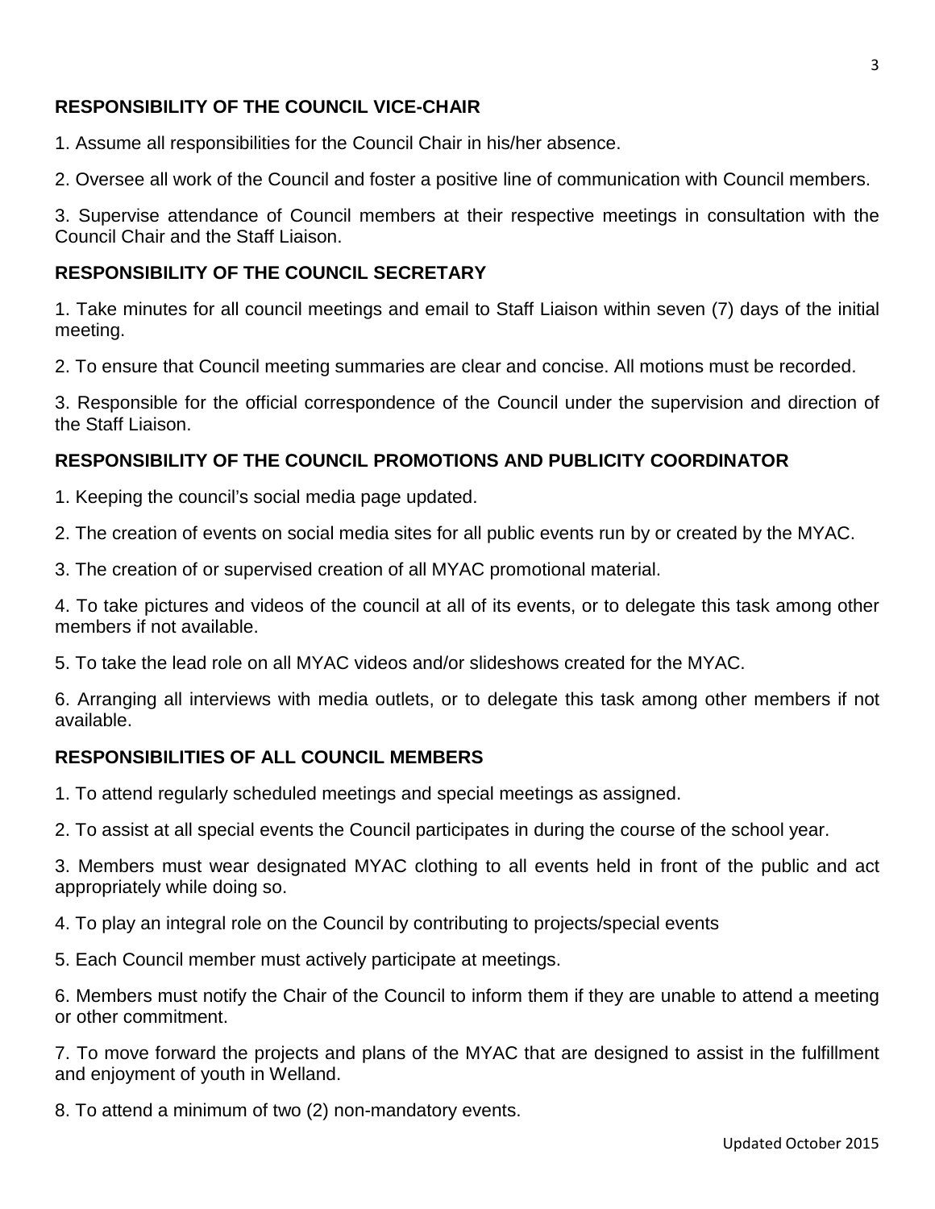**RESPONSIBILITY OF THE COUNCIL VICE-CHAIR**

1. Assume all responsibilities for the Council Chair in his/her absence.

2. Oversee all work of the Council and foster a positive line of communication with Council members.

3. Supervise attendance of Council members at their respective meetings in consultation with the Council Chair and the Staff Liaison.

**RESPONSIBILITY OF THE COUNCIL SECRETARY**

1. Take minutes for all council meetings and email to Staff Liaison within seven (7) days of the initial meeting.

2. To ensure that Council meeting summaries are clear and concise. All motions must be recorded.

3. Responsible for the official correspondence of the Council under the supervision and direction of the Staff Liaison.

**RESPONSIBILITY OF THE COUNCIL PROMOTIONS AND PUBLICITY COORDINATOR**

1. Keeping the council's social media page updated.

2. The creation of events on social media sites for all public events run by or created by the MYAC.

3. The creation of or supervised creation of all MYAC promotional material.

4. To take pictures and videos of the council at all of its events, or to delegate this task among other members if not available.

5. To take the lead role on all MYAC videos and/or slideshows created for the MYAC.

6. Arranging all interviews with media outlets, or to delegate this task among other members if not available.

**RESPONSIBILITIES OF ALL COUNCIL MEMBERS**

1. To attend regularly scheduled meetings and special meetings as assigned.

2. To assist at all special events the Council participates in during the course of the school year.

3. Members must wear designated MYAC clothing to all events held in front of the public and act appropriately while doing so.

4. To play an integral role on the Council by contributing to projects/special events

5. Each Council member must actively participate at meetings.

6. Members must notify the Chair of the Council to inform them if they are unable to attend a meeting or other commitment.

7. To move forward the projects and plans of the MYAC that are designed to assist in the fulfillment and enjoyment of youth in Welland.

8. To attend a minimum of two (2) non-mandatory events.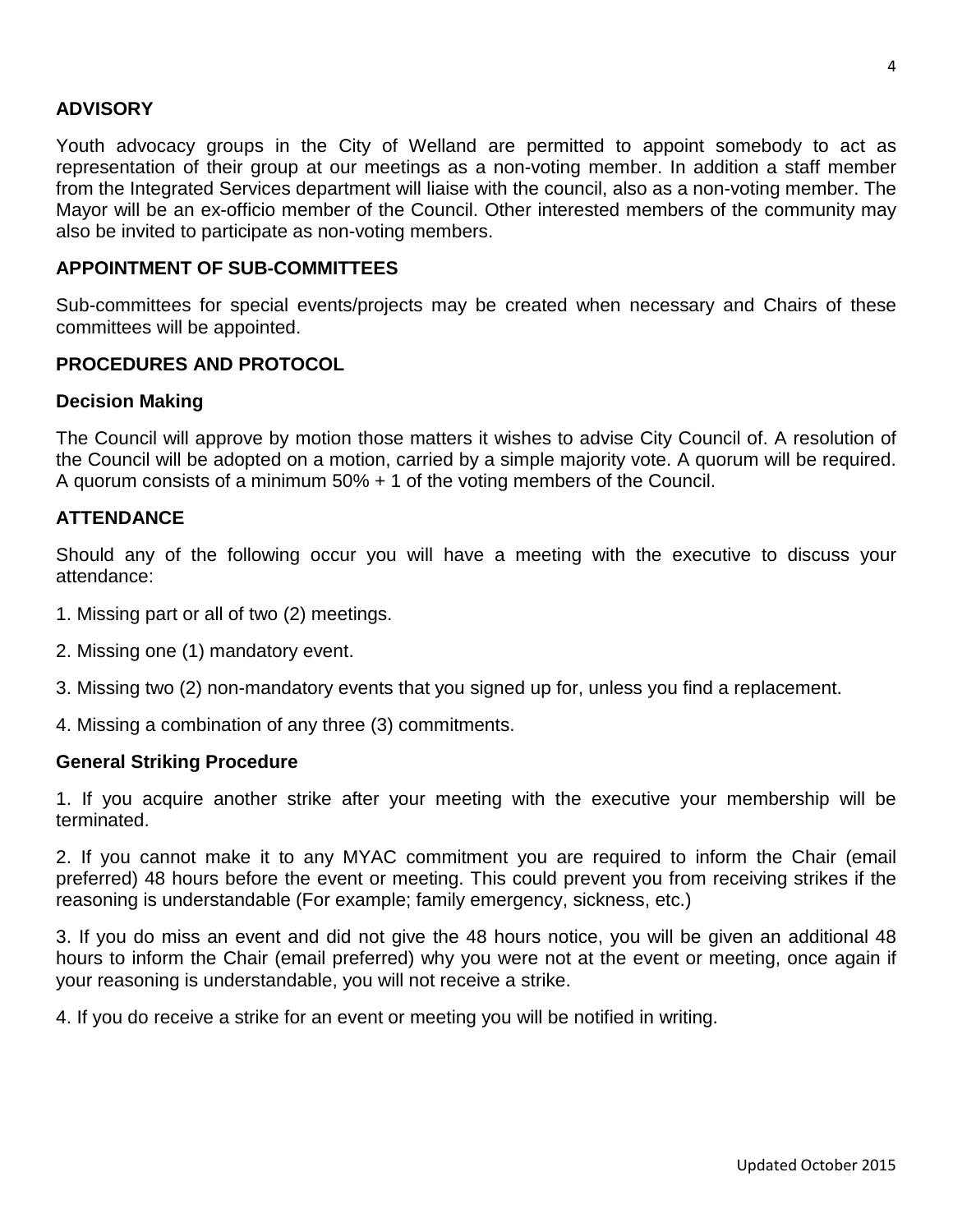## ADVISORY

Youth advocacy groups in the City of Welland are permitted to appoint somebody to act as representation of their group at our meetings as a non-voting member. In addition a staff member from the Integrated Services department will liaise with the council, also as a non-voting member. The Mayor will be an ex-officio member of the Council. Other interested members of the community may also be invited to participate as non-voting members.

## APPOINTMENT OF SUB-COMMITTEES

Sub-committees for special events/projects may be created when necessary and Chairs of these committees will be appointed.

## PROCEDURES AND PROTOCOL

### Decision Making

The Council will approve by motion those matters it wishes to advise City Council of. A resolution of the Council will be adopted on a motion, carried by a simple majority vote. A quorum will be required. A quorum consists of a minimum 50% + 1 of the voting members of the Council.

## ATTENDANCE

Should any of the following occur you will have a meeting with the executive to discuss your attendance:

1. Missing part or all of two (2) meetings.

2. Missing one (1) mandatory event.

3. Missing two (2) non-mandatory events that you signed up for, unless you find a replacement.

4. Missing a combination of any three (3) commitments.

### General Striking Procedure

1. If you acquire another strike after your meeting with the executive your membership will be terminated.

2. If you cannot make it to any MYAC commitment you are required to inform the Chair (email preferred) 48 hours before the event or meeting. This could prevent you from receiving strikes if the reasoning is understandable (For example; family emergency, sickness, etc.)

3. If you do miss an event and did not give the 48 hours notice, you will be given an additional 48 hours to inform the Chair (email preferred) why you were not at the event or meeting, once again if your reasoning is understandable, you will not receive a strike.

4. If you do receive a strike for an event or meeting you will be notified in writing.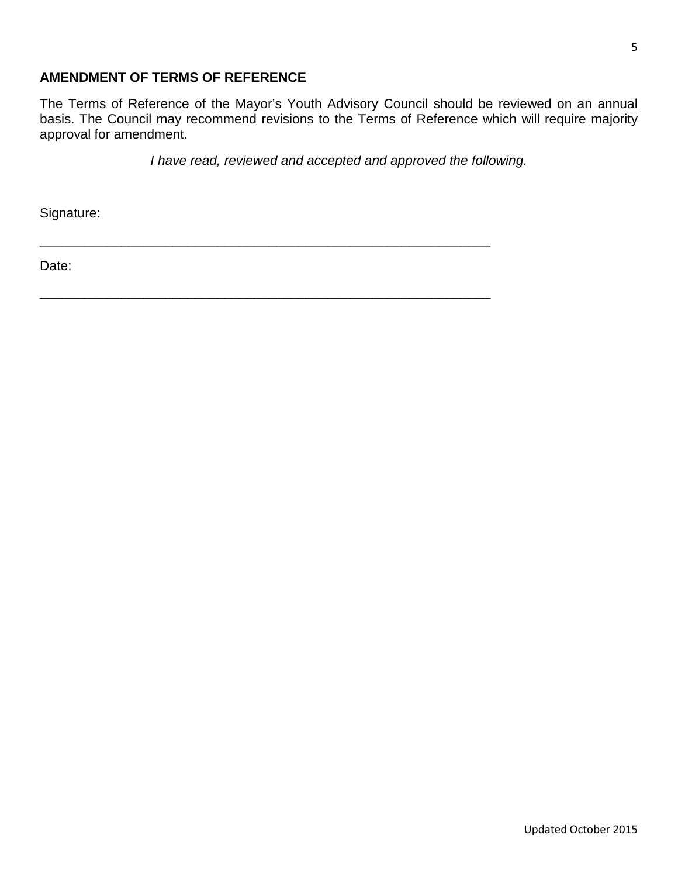## AMENDMENT OF TERMS OF REFERENCE

The Terms of Reference of the Mayor's Youth Advisory Council should be reviewed on an annual basis. The Council may recommend revisions to the Terms of Reference which will require majority approval for amendment.

*I have read, reviewed and accepted and approved the following.*

Signature:

_______________________________________________________________

Date:

_______________________________________________________________

Updated October 2015